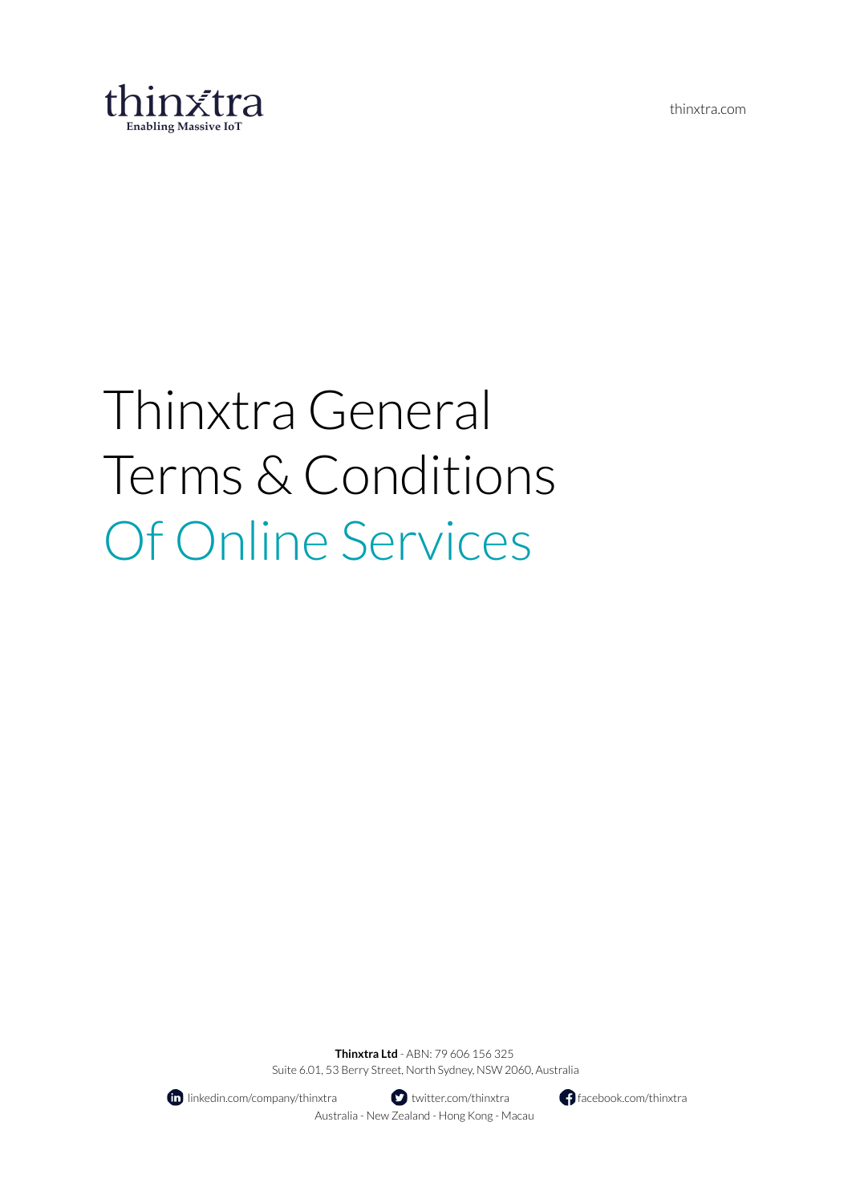thinxtra

Enabling Massive IoT

thinxtra.com

# Thinxtra General Terms & Conditions Of Online Services

**Thinxtra Ltd** - ABN: 79 606 156 325
Suite 6.01, 53 Berry Street, North Sydney, NSW 2060, Australia

linkedin.com/company/thinxtra twitter.com/thinxtra facebook.com/thinxtra

Australia - New Zealand - Hong Kong - Macau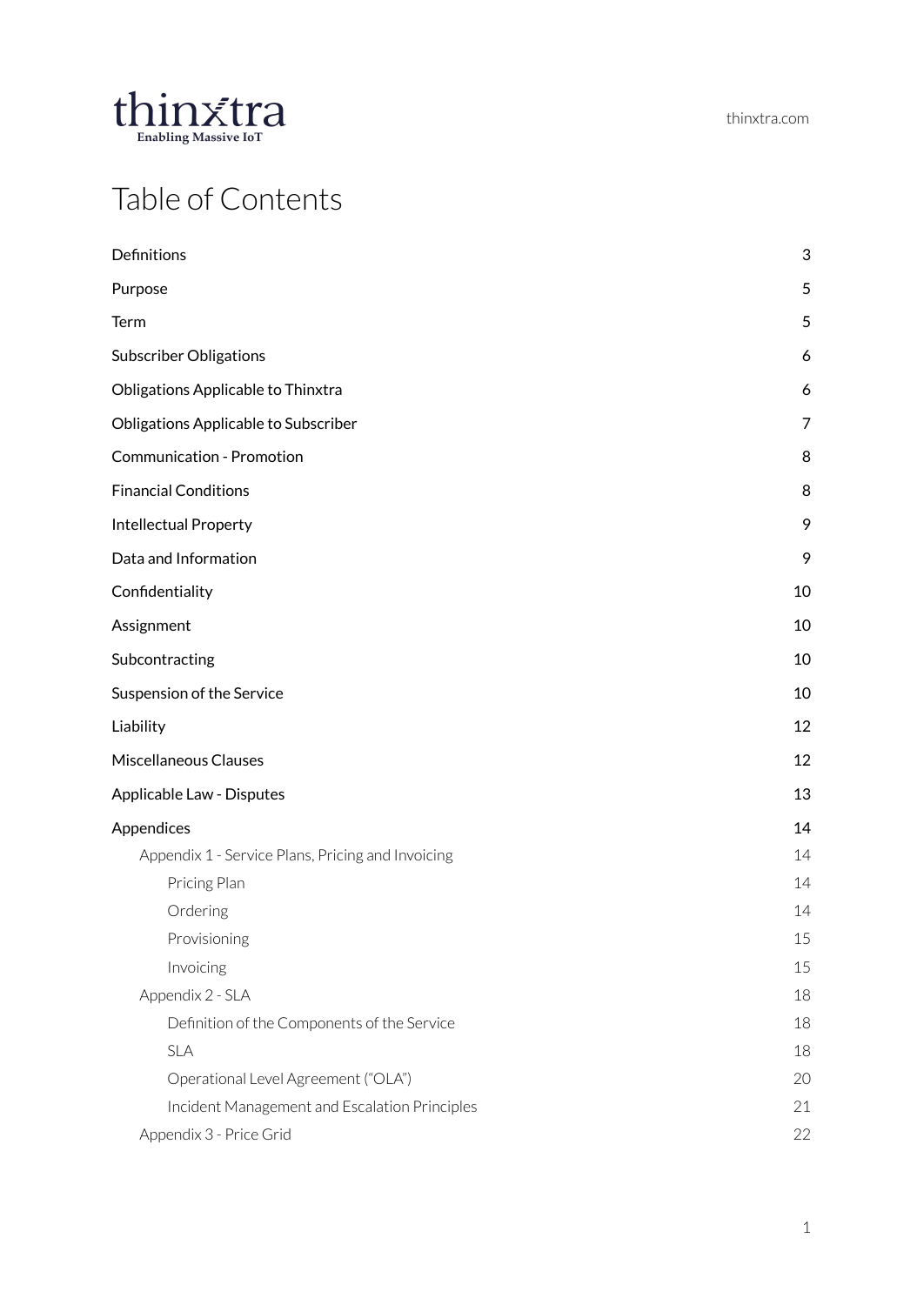# Table of Contents

| | |
|---|---|
| Definitions | 3 |
| Purpose | 5 |
| Term | 5 |
| Subscriber Obligations | 6 |
| Obligations Applicable to Thinxtra | 6 |
| Obligations Applicable to Subscriber | 7 |
| Communication - Promotion | 8 |
| Financial Conditions | 8 |
| Intellectual Property | 9 |
| Data and Information | 9 |
| Confidentiality | 10 |
| Assignment | 10 |
| Subcontracting | 10 |
| Suspension of the Service | 10 |
| Liability | 12 |
| Miscellaneous Clauses | 12 |
| Applicable Law - Disputes | 13 |
| Appendices | 14 |
| Appendix 1 - Service Plans, Pricing and Invoicing | 14 |
| Pricing Plan | 14 |
| Ordering | 14 |
| Provisioning | 15 |
| Invoicing | 15 |
| Appendix 2 - SLA | 18 |
| Definition of the Components of the Service | 18 |
| SLA | 18 |
| Operational Level Agreement ("OLA") | 20 |
| Incident Management and Escalation Principles | 21 |
| Appendix 3 - Price Grid | 22 |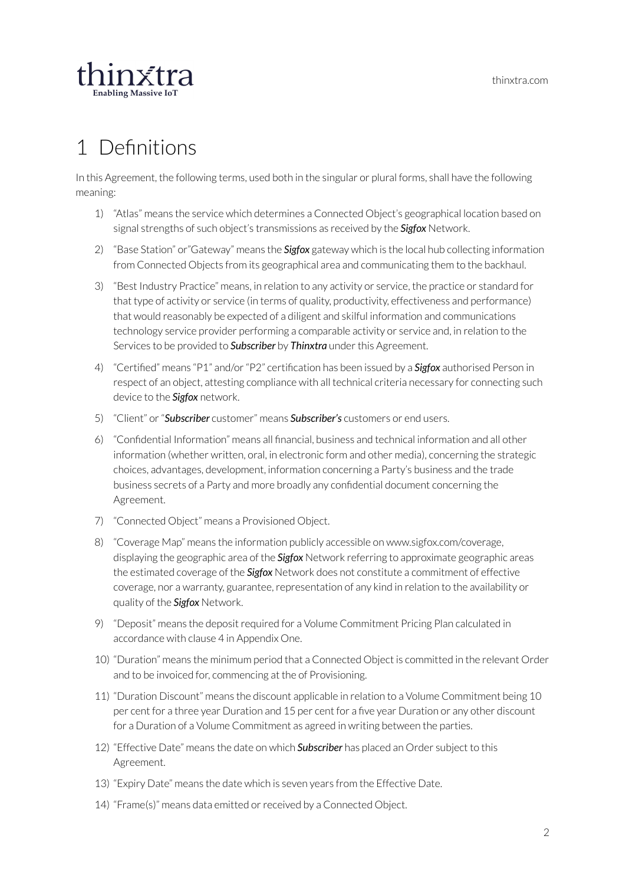# 1 Definitions

In this Agreement, the following terms, used both in the singular or plural forms, shall have the following meaning:

1) "Atlas" means the service which determines a Connected Object's geographical location based on signal strengths of such object's transmissions as received by the ***Sigfox*** Network.
2) "Base Station" or"Gateway" means the ***Sigfox*** gateway which is the local hub collecting information from Connected Objects from its geographical area and communicating them to the backhaul.
3) "Best Industry Practice" means, in relation to any activity or service, the practice or standard for that type of activity or service (in terms of quality, productivity, effectiveness and performance) that would reasonably be expected of a diligent and skilful information and communications technology service provider performing a comparable activity or service and, in relation to the Services to be provided to ***Subscriber*** by ***Thinxtra*** under this Agreement.
4) "Certified" means "P1" and/or "P2" certification has been issued by a ***Sigfox*** authorised Person in respect of an object, attesting compliance with all technical criteria necessary for connecting such device to the ***Sigfox*** network.
5) "Client" or "***Subscriber*** customer" means ***Subscriber's*** customers or end users.
6) "Confidential Information" means all financial, business and technical information and all other information (whether written, oral, in electronic form and other media), concerning the strategic choices, advantages, development, information concerning a Party's business and the trade business secrets of a Party and more broadly any confidential document concerning the Agreement.
7) "Connected Object" means a Provisioned Object.
8) "Coverage Map" means the information publicly accessible on www.sigfox.com/coverage, displaying the geographic area of the ***Sigfox*** Network referring to approximate geographic areas the estimated coverage of the ***Sigfox*** Network does not constitute a commitment of effective coverage, nor a warranty, guarantee, representation of any kind in relation to the availability or quality of the ***Sigfox*** Network.
9) "Deposit" means the deposit required for a Volume Commitment Pricing Plan calculated in accordance with clause 4 in Appendix One.
10) "Duration" means the minimum period that a Connected Object is committed in the relevant Order and to be invoiced for, commencing at the of Provisioning.
11) "Duration Discount" means the discount applicable in relation to a Volume Commitment being 10 per cent for a three year Duration and 15 per cent for a five year Duration or any other discount for a Duration of a Volume Commitment as agreed in writing between the parties.
12) "Effective Date" means the date on which ***Subscriber*** has placed an Order subject to this Agreement.
13) "Expiry Date" means the date which is seven years from the Effective Date.
14) "Frame(s)" means data emitted or received by a Connected Object.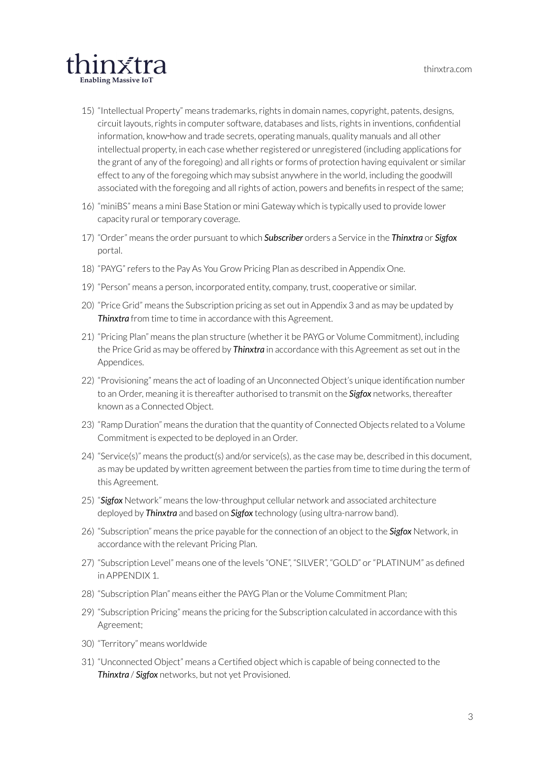15) "Intellectual Property" means trademarks, rights in domain names, copyright, patents, designs, circuit layouts, rights in computer software, databases and lists, rights in inventions, confidential information, know-how and trade secrets, operating manuals, quality manuals and all other intellectual property, in each case whether registered or unregistered (including applications for the grant of any of the foregoing) and all rights or forms of protection having equivalent or similar effect to any of the foregoing which may subsist anywhere in the world, including the goodwill associated with the foregoing and all rights of action, powers and benefits in respect of the same;
16) "miniBS" means a mini Base Station or mini Gateway which is typically used to provide lower capacity rural or temporary coverage.
17) "Order" means the order pursuant to which ***Subscriber*** orders a Service in the ***Thinxtra*** or ***Sigfox*** portal.
18) "PAYG" refers to the Pay As You Grow Pricing Plan as described in Appendix One.
19) "Person" means a person, incorporated entity, company, trust, cooperative or similar.
20) "Price Grid" means the Subscription pricing as set out in Appendix 3 and as may be updated by ***Thinxtra*** from time to time in accordance with this Agreement.
21) "Pricing Plan" means the plan structure (whether it be PAYG or Volume Commitment), including the Price Grid as may be offered by ***Thinxtra*** in accordance with this Agreement as set out in the Appendices.
22) "Provisioning" means the act of loading of an Unconnected Object's unique identification number to an Order, meaning it is thereafter authorised to transmit on the ***Sigfox*** networks, thereafter known as a Connected Object.
23) "Ramp Duration" means the duration that the quantity of Connected Objects related to a Volume Commitment is expected to be deployed in an Order.
24) "Service(s)" means the product(s) and/or service(s), as the case may be, described in this document, as may be updated by written agreement between the parties from time to time during the term of this Agreement.
25) "***Sigfox*** Network" means the low-throughput cellular network and associated architecture deployed by ***Thinxtra*** and based on ***Sigfox*** technology (using ultra-narrow band).
26) "Subscription" means the price payable for the connection of an object to the ***Sigfox*** Network, in accordance with the relevant Pricing Plan.
27) "Subscription Level" means one of the levels "ONE", "SILVER", "GOLD" or "PLATINUM" as defined in APPENDIX 1.
28) "Subscription Plan" means either the PAYG Plan or the Volume Commitment Plan;
29) "Subscription Pricing" means the pricing for the Subscription calculated in accordance with this Agreement;
30) "Territory" means worldwide
31) "Unconnected Object" means a Certified object which is capable of being connected to the ***Thinxtra*** / ***Sigfox*** networks, but not yet Provisioned.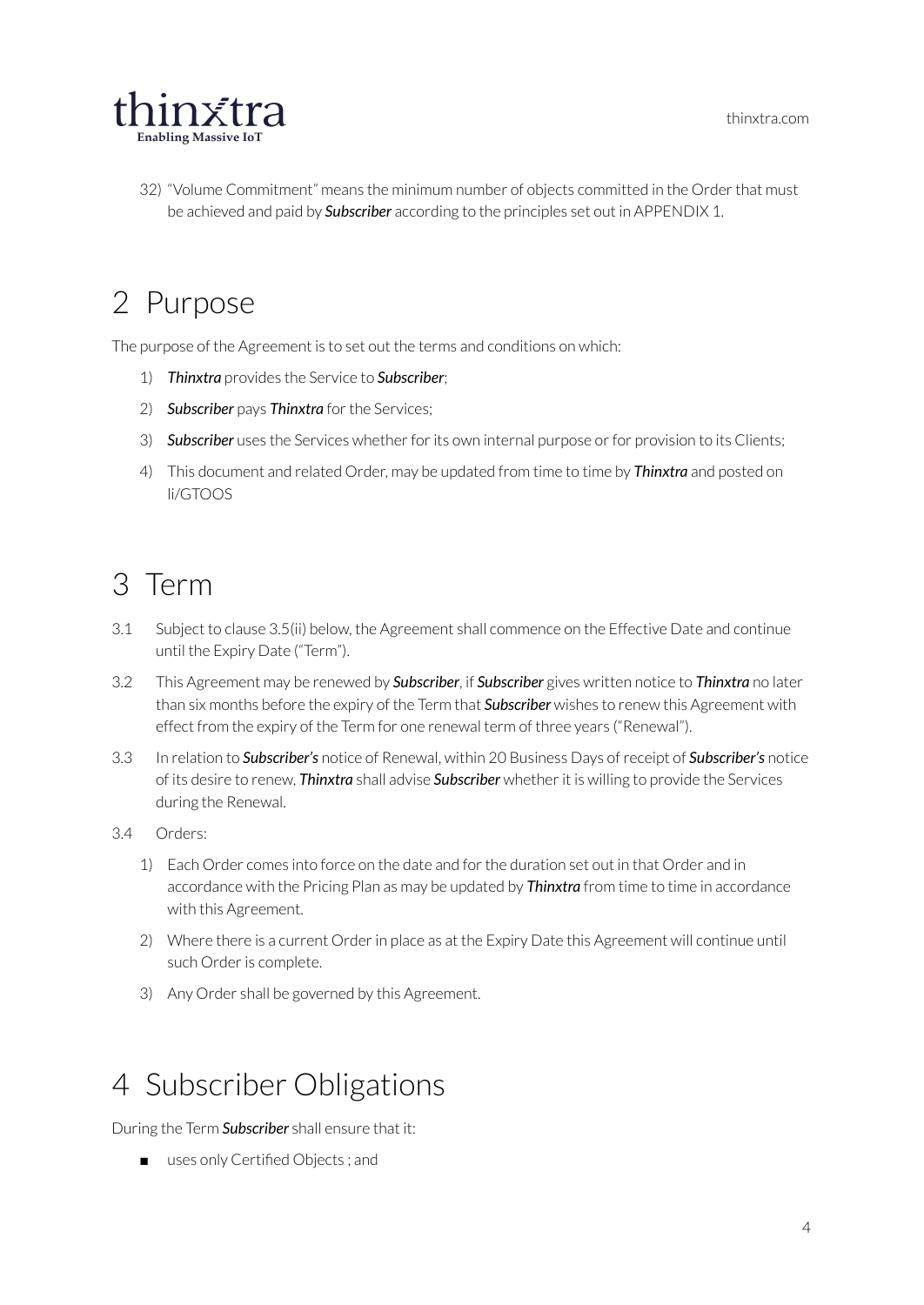32) "Volume Commitment" means the minimum number of objects committed in the Order that must be achieved and paid by ***Subscriber*** according to the principles set out in APPENDIX 1.

# 2 Purpose

The purpose of the Agreement is to set out the terms and conditions on which:

1) ***Thinxtra*** provides the Service to ***Subscriber***;
2) ***Subscriber*** pays ***Thinxtra*** for the Services;
3) ***Subscriber*** uses the Services whether for its own internal purpose or for provision to its Clients;
4) This document and related Order, may be updated from time to time by ***Thinxtra*** and posted on li/GTOOS

# 3 Term

3.1 Subject to clause 3.5(ii) below, the Agreement shall commence on the Effective Date and continue until the Expiry Date ("Term").

3.2 This Agreement may be renewed by ***Subscriber***, if ***Subscriber*** gives written notice to ***Thinxtra*** no later than six months before the expiry of the Term that ***Subscriber*** wishes to renew this Agreement with effect from the expiry of the Term for one renewal term of three years ("Renewal").

3.3 In relation to ***Subscriber's*** notice of Renewal, within 20 Business Days of receipt of ***Subscriber's*** notice of its desire to renew, ***Thinxtra*** shall advise ***Subscriber*** whether it is willing to provide the Services during the Renewal.

3.4 Orders:

1) Each Order comes into force on the date and for the duration set out in that Order and in accordance with the Pricing Plan as may be updated by ***Thinxtra*** from time to time in accordance with this Agreement.
2) Where there is a current Order in place as at the Expiry Date this Agreement will continue until such Order is complete.
3) Any Order shall be governed by this Agreement.

# 4 Subscriber Obligations

During the Term ***Subscriber*** shall ensure that it:

- uses only Certified Objects ; and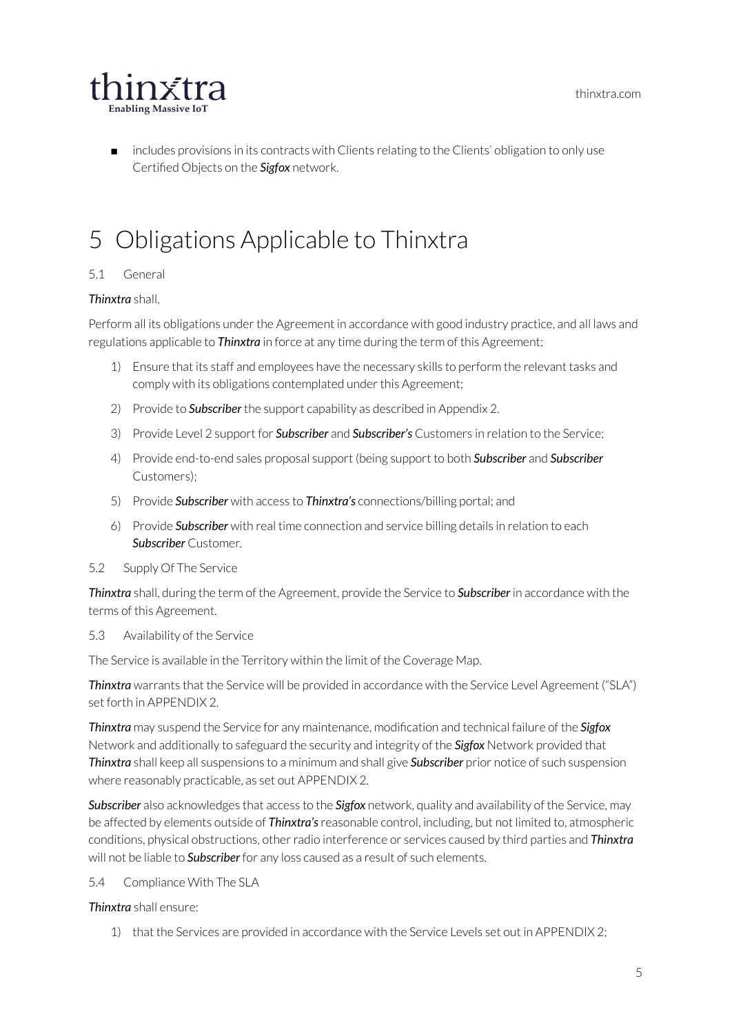- includes provisions in its contracts with Clients relating to the Clients' obligation to only use Certified Objects on the ***Sigfox*** network.

# 5 Obligations Applicable to Thinxtra

5.1 General

***Thinxtra*** shall,

Perform all its obligations under the Agreement in accordance with good industry practice, and all laws and regulations applicable to ***Thinxtra*** in force at any time during the term of this Agreement;

1) Ensure that its staff and employees have the necessary skills to perform the relevant tasks and comply with its obligations contemplated under this Agreement;
2) Provide to ***Subscriber*** the support capability as described in Appendix 2.
3) Provide Level 2 support for ***Subscriber*** and ***Subscriber's*** Customers in relation to the Service;
4) Provide end-to-end sales proposal support (being support to both ***Subscriber*** and ***Subscriber*** Customers);
5) Provide ***Subscriber*** with access to ***Thinxtra's*** connections/billing portal; and
6) Provide ***Subscriber*** with real time connection and service billing details in relation to each ***Subscriber*** Customer.

5.2 Supply Of The Service

***Thinxtra*** shall, during the term of the Agreement, provide the Service to ***Subscriber*** in accordance with the terms of this Agreement.

5.3 Availability of the Service

The Service is available in the Territory within the limit of the Coverage Map.

***Thinxtra*** warrants that the Service will be provided in accordance with the Service Level Agreement ("SLA") set forth in APPENDIX 2.

***Thinxtra*** may suspend the Service for any maintenance, modification and technical failure of the ***Sigfox*** Network and additionally to safeguard the security and integrity of the ***Sigfox*** Network provided that ***Thinxtra*** shall keep all suspensions to a minimum and shall give ***Subscriber*** prior notice of such suspension where reasonably practicable, as set out APPENDIX 2.

***Subscriber*** also acknowledges that access to the ***Sigfox*** network, quality and availability of the Service, may be affected by elements outside of ***Thinxtra's*** reasonable control, including, but not limited to, atmospheric conditions, physical obstructions, other radio interference or services caused by third parties and ***Thinxtra*** will not be liable to ***Subscriber*** for any loss caused as a result of such elements.

5.4 Compliance With The SLA

***Thinxtra*** shall ensure:

1) that the Services are provided in accordance with the Service Levels set out in APPENDIX 2;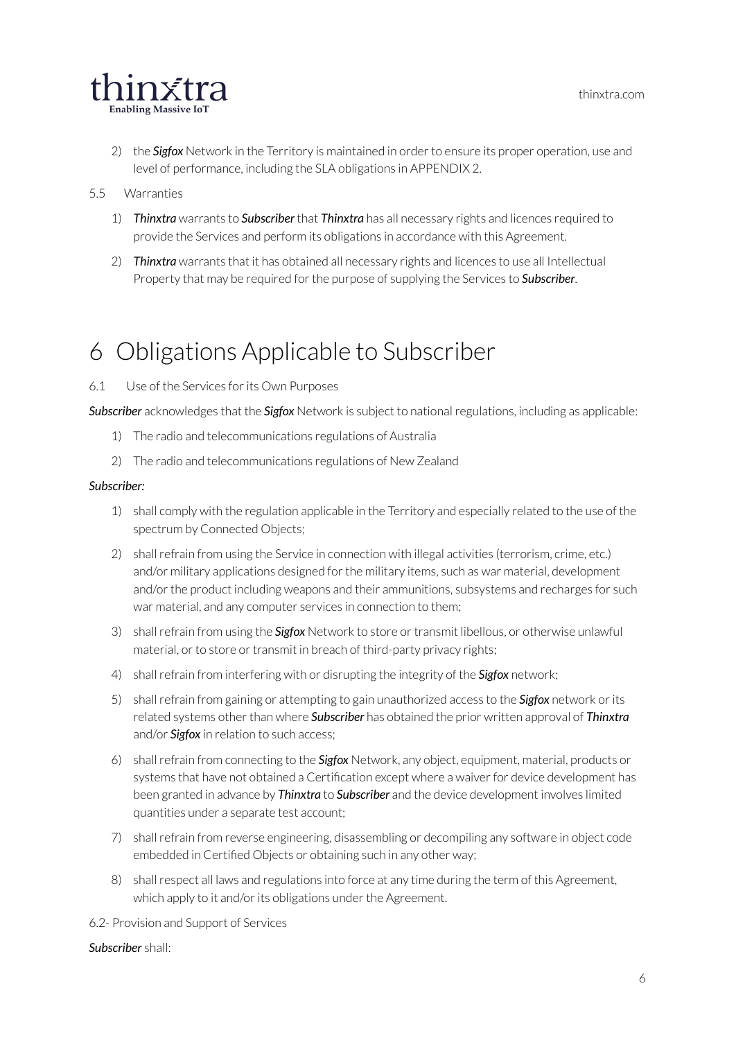2) the ***Sigfox*** Network in the Territory is maintained in order to ensure its proper operation, use and level of performance, including the SLA obligations in APPENDIX 2.

5.5 Warranties

1) ***Thinxtra*** warrants to ***Subscriber*** that ***Thinxtra*** has all necessary rights and licences required to provide the Services and perform its obligations in accordance with this Agreement.

2) ***Thinxtra*** warrants that it has obtained all necessary rights and licences to use all Intellectual Property that may be required for the purpose of supplying the Services to ***Subscriber***.

# 6 Obligations Applicable to Subscriber

6.1 Use of the Services for its Own Purposes

***Subscriber*** acknowledges that the ***Sigfox*** Network is subject to national regulations, including as applicable:

1) The radio and telecommunications regulations of Australia
2) The radio and telecommunications regulations of New Zealand

***Subscriber:***

1) shall comply with the regulation applicable in the Territory and especially related to the use of the spectrum by Connected Objects;
2) shall refrain from using the Service in connection with illegal activities (terrorism, crime, etc.) and/or military applications designed for the military items, such as war material, development and/or the product including weapons and their ammunitions, subsystems and recharges for such war material, and any computer services in connection to them;
3) shall refrain from using the ***Sigfox*** Network to store or transmit libellous, or otherwise unlawful material, or to store or transmit in breach of third-party privacy rights;
4) shall refrain from interfering with or disrupting the integrity of the ***Sigfox*** network;
5) shall refrain from gaining or attempting to gain unauthorized access to the ***Sigfox*** network or its related systems other than where ***Subscriber*** has obtained the prior written approval of ***Thinxtra*** and/or ***Sigfox*** in relation to such access;
6) shall refrain from connecting to the ***Sigfox*** Network, any object, equipment, material, products or systems that have not obtained a Certification except where a waiver for device development has been granted in advance by ***Thinxtra*** to ***Subscriber*** and the device development involves limited quantities under a separate test account;
7) shall refrain from reverse engineering, disassembling or decompiling any software in object code embedded in Certified Objects or obtaining such in any other way;
8) shall respect all laws and regulations into force at any time during the term of this Agreement, which apply to it and/or its obligations under the Agreement.

6.2- Provision and Support of Services

***Subscriber*** shall: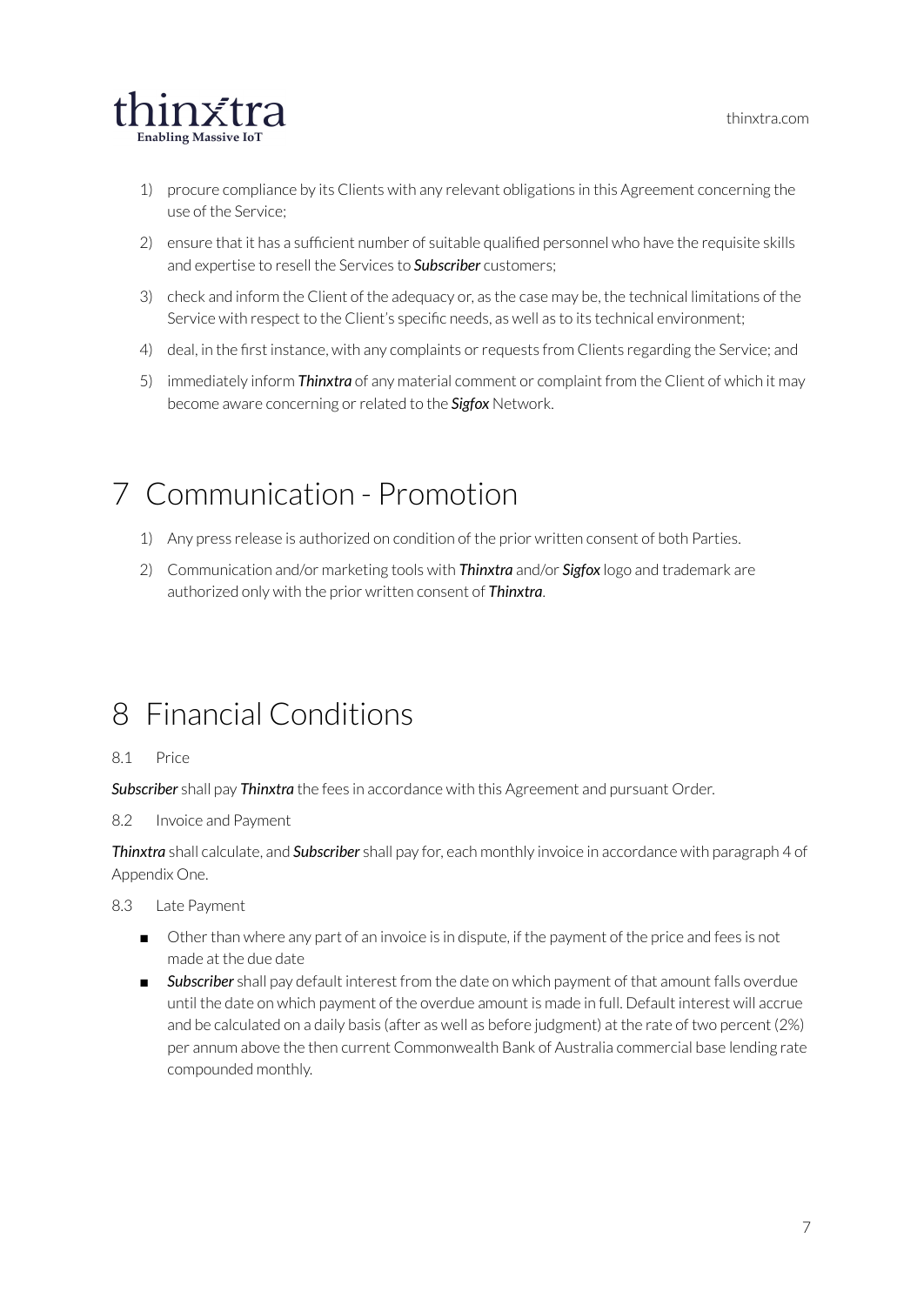1) procure compliance by its Clients with any relevant obligations in this Agreement concerning the use of the Service;
2) ensure that it has a sufficient number of suitable qualified personnel who have the requisite skills and expertise to resell the Services to ***Subscriber*** customers;
3) check and inform the Client of the adequacy or, as the case may be, the technical limitations of the Service with respect to the Client's specific needs, as well as to its technical environment;
4) deal, in the first instance, with any complaints or requests from Clients regarding the Service; and
5) immediately inform ***Thinxtra*** of any material comment or complaint from the Client of which it may become aware concerning or related to the ***Sigfox*** Network.

# 7 Communication - Promotion

1) Any press release is authorized on condition of the prior written consent of both Parties.
2) Communication and/or marketing tools with ***Thinxtra*** and/or ***Sigfox*** logo and trademark are authorized only with the prior written consent of ***Thinxtra***.

# 8 Financial Conditions

8.1 Price

***Subscriber*** shall pay ***Thinxtra*** the fees in accordance with this Agreement and pursuant Order.

8.2 Invoice and Payment

***Thinxtra*** shall calculate, and ***Subscriber*** shall pay for, each monthly invoice in accordance with paragraph 4 of Appendix One.

8.3 Late Payment

- Other than where any part of an invoice is in dispute, if the payment of the price and fees is not made at the due date
- ***Subscriber*** shall pay default interest from the date on which payment of that amount falls overdue until the date on which payment of the overdue amount is made in full. Default interest will accrue and be calculated on a daily basis (after as well as before judgment) at the rate of two percent (2%) per annum above the then current Commonwealth Bank of Australia commercial base lending rate compounded monthly.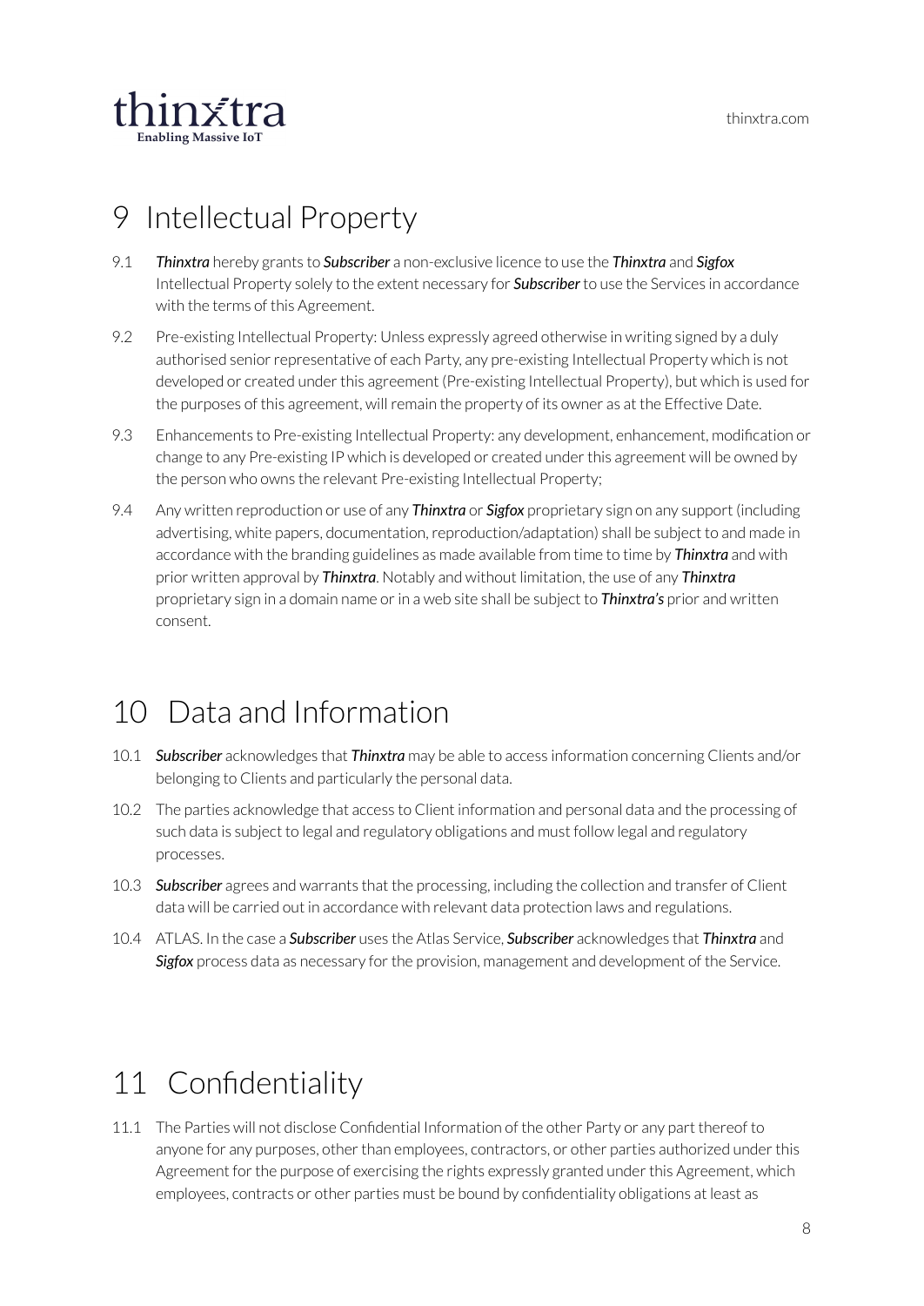# 9 Intellectual Property

9.1 ***Thinxtra*** hereby grants to ***Subscriber*** a non-exclusive licence to use the ***Thinxtra*** and ***Sigfox*** Intellectual Property solely to the extent necessary for ***Subscriber*** to use the Services in accordance with the terms of this Agreement.

9.2 Pre-existing Intellectual Property: Unless expressly agreed otherwise in writing signed by a duly authorised senior representative of each Party, any pre-existing Intellectual Property which is not developed or created under this agreement (Pre-existing Intellectual Property), but which is used for the purposes of this agreement, will remain the property of its owner as at the Effective Date.

9.3 Enhancements to Pre-existing Intellectual Property: any development, enhancement, modification or change to any Pre-existing IP which is developed or created under this agreement will be owned by the person who owns the relevant Pre-existing Intellectual Property;

9.4 Any written reproduction or use of any ***Thinxtra*** or ***Sigfox*** proprietary sign on any support (including advertising, white papers, documentation, reproduction/adaptation) shall be subject to and made in accordance with the branding guidelines as made available from time to time by ***Thinxtra*** and with prior written approval by ***Thinxtra***. Notably and without limitation, the use of any ***Thinxtra*** proprietary sign in a domain name or in a web site shall be subject to ***Thinxtra's*** prior and written consent.

# 10 Data and Information

10.1 ***Subscriber*** acknowledges that ***Thinxtra*** may be able to access information concerning Clients and/or belonging to Clients and particularly the personal data.

10.2 The parties acknowledge that access to Client information and personal data and the processing of such data is subject to legal and regulatory obligations and must follow legal and regulatory processes.

10.3 ***Subscriber*** agrees and warrants that the processing, including the collection and transfer of Client data will be carried out in accordance with relevant data protection laws and regulations.

10.4 ATLAS. In the case a ***Subscriber*** uses the Atlas Service, ***Subscriber*** acknowledges that ***Thinxtra*** and ***Sigfox*** process data as necessary for the provision, management and development of the Service.

# 11 Confidentiality

11.1 The Parties will not disclose Confidential Information of the other Party or any part thereof to anyone for any purposes, other than employees, contractors, or other parties authorized under this Agreement for the purpose of exercising the rights expressly granted under this Agreement, which employees, contracts or other parties must be bound by confidentiality obligations at least as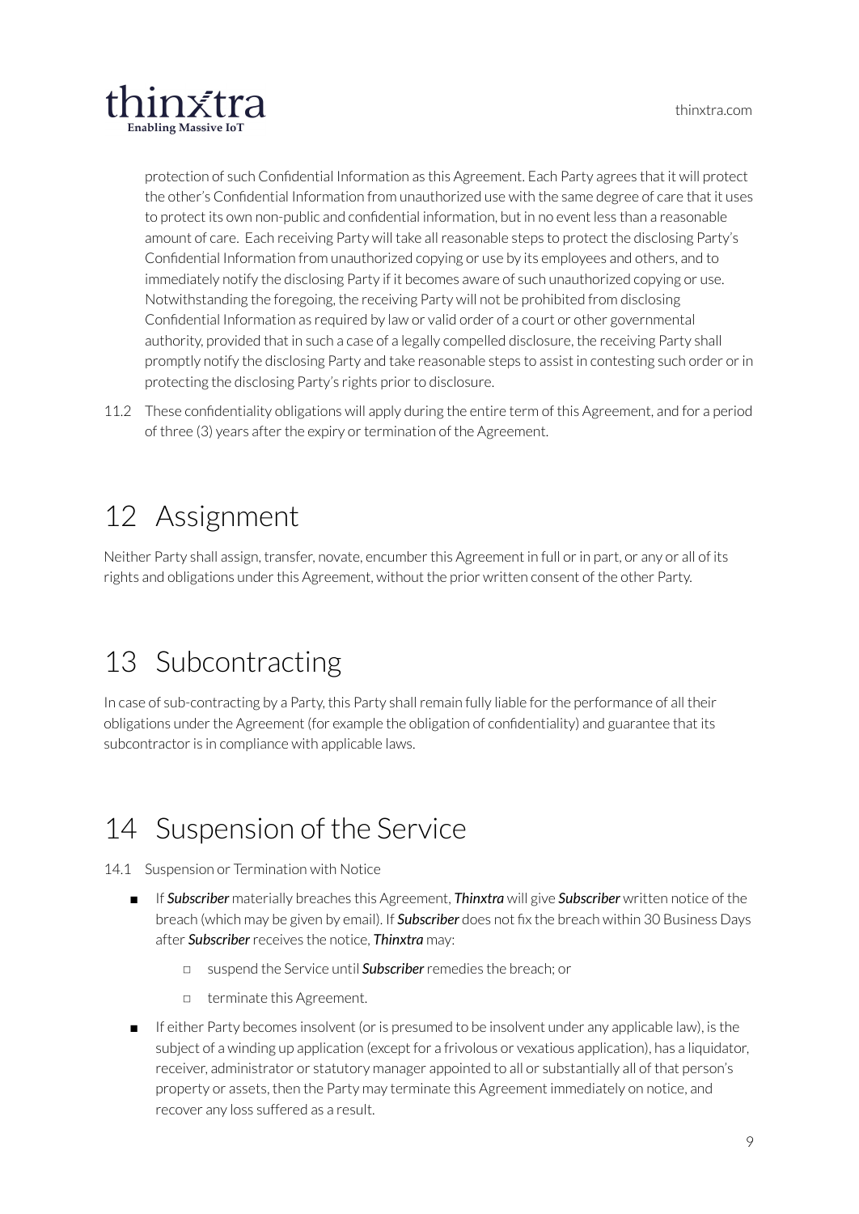protection of such Confidential Information as this Agreement. Each Party agrees that it will protect the other's Confidential Information from unauthorized use with the same degree of care that it uses to protect its own non-public and confidential information, but in no event less than a reasonable amount of care. Each receiving Party will take all reasonable steps to protect the disclosing Party's Confidential Information from unauthorized copying or use by its employees and others, and to immediately notify the disclosing Party if it becomes aware of such unauthorized copying or use. Notwithstanding the foregoing, the receiving Party will not be prohibited from disclosing Confidential Information as required by law or valid order of a court or other governmental authority, provided that in such a case of a legally compelled disclosure, the receiving Party shall promptly notify the disclosing Party and take reasonable steps to assist in contesting such order or in protecting the disclosing Party's rights prior to disclosure.

11.2 These confidentiality obligations will apply during the entire term of this Agreement, and for a period of three (3) years after the expiry or termination of the Agreement.

# 12 Assignment

Neither Party shall assign, transfer, novate, encumber this Agreement in full or in part, or any or all of its rights and obligations under this Agreement, without the prior written consent of the other Party.

# 13 Subcontracting

In case of sub-contracting by a Party, this Party shall remain fully liable for the performance of all their obligations under the Agreement (for example the obligation of confidentiality) and guarantee that its subcontractor is in compliance with applicable laws.

# 14 Suspension of the Service

14.1 Suspension or Termination with Notice

- If ***Subscriber*** materially breaches this Agreement, ***Thinxtra*** will give ***Subscriber*** written notice of the breach (which may be given by email). If ***Subscriber*** does not fix the breach within 30 Business Days after ***Subscriber*** receives the notice, ***Thinxtra*** may:
  - suspend the Service until ***Subscriber*** remedies the breach; or
  - terminate this Agreement.
- If either Party becomes insolvent (or is presumed to be insolvent under any applicable law), is the subject of a winding up application (except for a frivolous or vexatious application), has a liquidator, receiver, administrator or statutory manager appointed to all or substantially all of that person's property or assets, then the Party may terminate this Agreement immediately on notice, and recover any loss suffered as a result.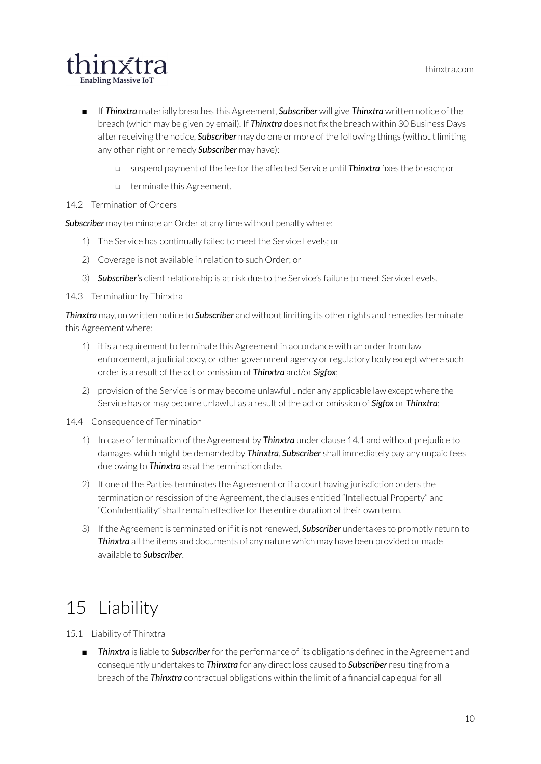- If ***Thinxtra*** materially breaches this Agreement, ***Subscriber*** will give ***Thinxtra*** written notice of the breach (which may be given by email). If ***Thinxtra*** does not fix the breach within 30 Business Days after receiving the notice, ***Subscriber*** may do one or more of the following things (without limiting any other right or remedy ***Subscriber*** may have):
    - suspend payment of the fee for the affected Service until ***Thinxtra*** fixes the breach; or
    - terminate this Agreement.

14.2 Termination of Orders

***Subscriber*** may terminate an Order at any time without penalty where:

1) The Service has continually failed to meet the Service Levels; or
2) Coverage is not available in relation to such Order; or
3) ***Subscriber's*** client relationship is at risk due to the Service's failure to meet Service Levels.

14.3 Termination by Thinxtra

***Thinxtra*** may, on written notice to ***Subscriber*** and without limiting its other rights and remedies terminate this Agreement where:

1) it is a requirement to terminate this Agreement in accordance with an order from law enforcement, a judicial body, or other government agency or regulatory body except where such order is a result of the act or omission of ***Thinxtra*** and/or ***Sigfox***;
2) provision of the Service is or may become unlawful under any applicable law except where the Service has or may become unlawful as a result of the act or omission of ***Sigfox*** or ***Thinxtra***;

14.4 Consequence of Termination

1) In case of termination of the Agreement by ***Thinxtra*** under clause 14.1 and without prejudice to damages which might be demanded by ***Thinxtra***, ***Subscriber*** shall immediately pay any unpaid fees due owing to ***Thinxtra*** as at the termination date.
2) If one of the Parties terminates the Agreement or if a court having jurisdiction orders the termination or rescission of the Agreement, the clauses entitled "Intellectual Property" and "Confidentiality" shall remain effective for the entire duration of their own term.
3) If the Agreement is terminated or if it is not renewed, ***Subscriber*** undertakes to promptly return to ***Thinxtra*** all the items and documents of any nature which may have been provided or made available to ***Subscriber***.

# 15 Liability

15.1 Liability of Thinxtra

- ***Thinxtra*** is liable to ***Subscriber*** for the performance of its obligations defined in the Agreement and consequently undertakes to ***Thinxtra*** for any direct loss caused to ***Subscriber*** resulting from a breach of the ***Thinxtra*** contractual obligations within the limit of a financial cap equal for all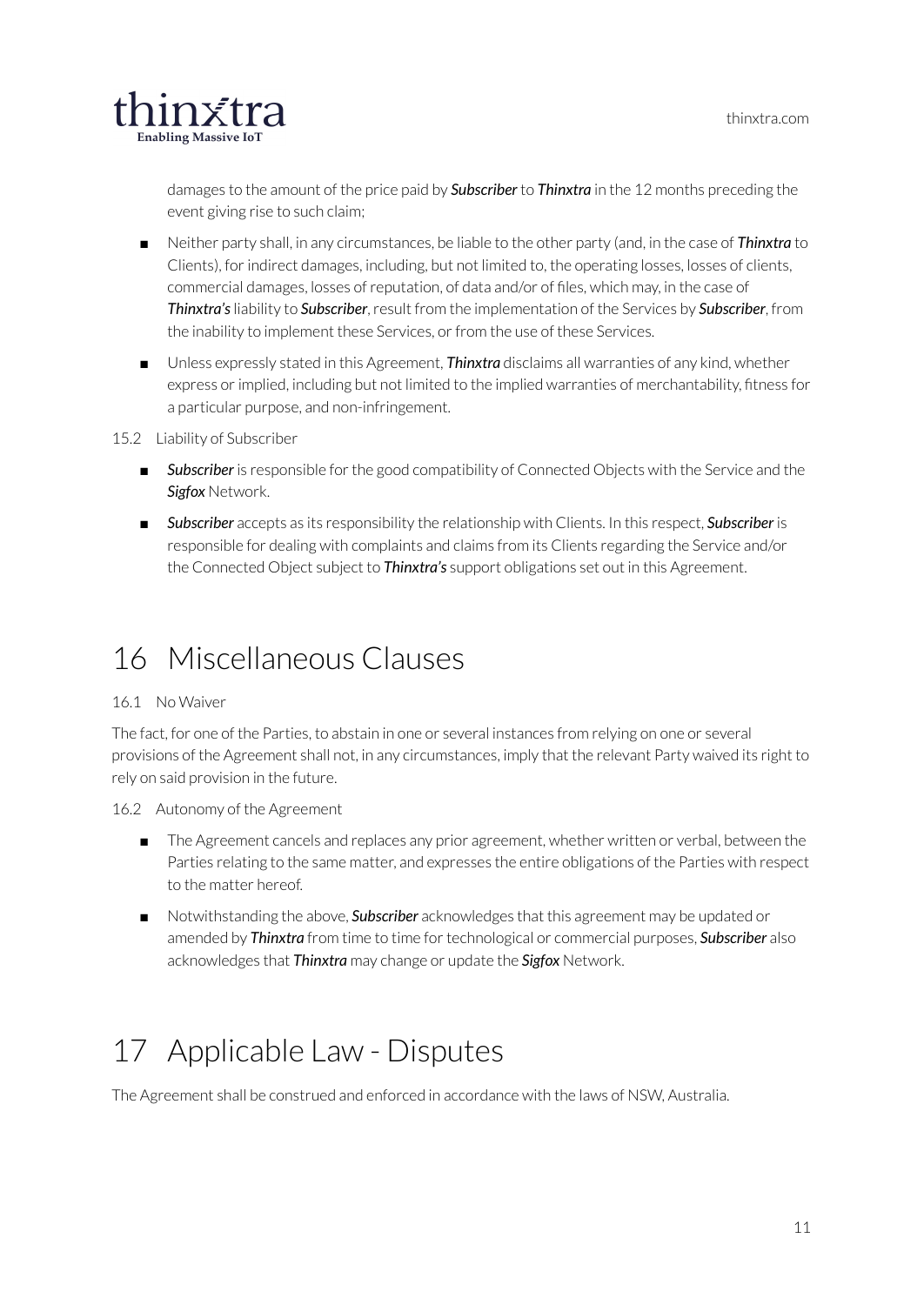damages to the amount of the price paid by ***Subscriber*** to ***Thinxtra*** in the 12 months preceding the event giving rise to such claim;

- Neither party shall, in any circumstances, be liable to the other party (and, in the case of ***Thinxtra*** to Clients), for indirect damages, including, but not limited to, the operating losses, losses of clients, commercial damages, losses of reputation, of data and/or of files, which may, in the case of ***Thinxtra's*** liability to ***Subscriber***, result from the implementation of the Services by ***Subscriber***, from the inability to implement these Services, or from the use of these Services.
- Unless expressly stated in this Agreement, ***Thinxtra*** disclaims all warranties of any kind, whether express or implied, including but not limited to the implied warranties of merchantability, fitness for a particular purpose, and non-infringement.

15.2 Liability of Subscriber

- ***Subscriber*** is responsible for the good compatibility of Connected Objects with the Service and the ***Sigfox*** Network.
- ***Subscriber*** accepts as its responsibility the relationship with Clients. In this respect, ***Subscriber*** is responsible for dealing with complaints and claims from its Clients regarding the Service and/or the Connected Object subject to ***Thinxtra's*** support obligations set out in this Agreement.

# 16 Miscellaneous Clauses

16.1 No Waiver

The fact, for one of the Parties, to abstain in one or several instances from relying on one or several provisions of the Agreement shall not, in any circumstances, imply that the relevant Party waived its right to rely on said provision in the future.

16.2 Autonomy of the Agreement

- The Agreement cancels and replaces any prior agreement, whether written or verbal, between the Parties relating to the same matter, and expresses the entire obligations of the Parties with respect to the matter hereof.
- Notwithstanding the above, ***Subscriber*** acknowledges that this agreement may be updated or amended by ***Thinxtra*** from time to time for technological or commercial purposes, ***Subscriber*** also acknowledges that ***Thinxtra*** may change or update the ***Sigfox*** Network.

# 17 Applicable Law - Disputes

The Agreement shall be construed and enforced in accordance with the laws of NSW, Australia.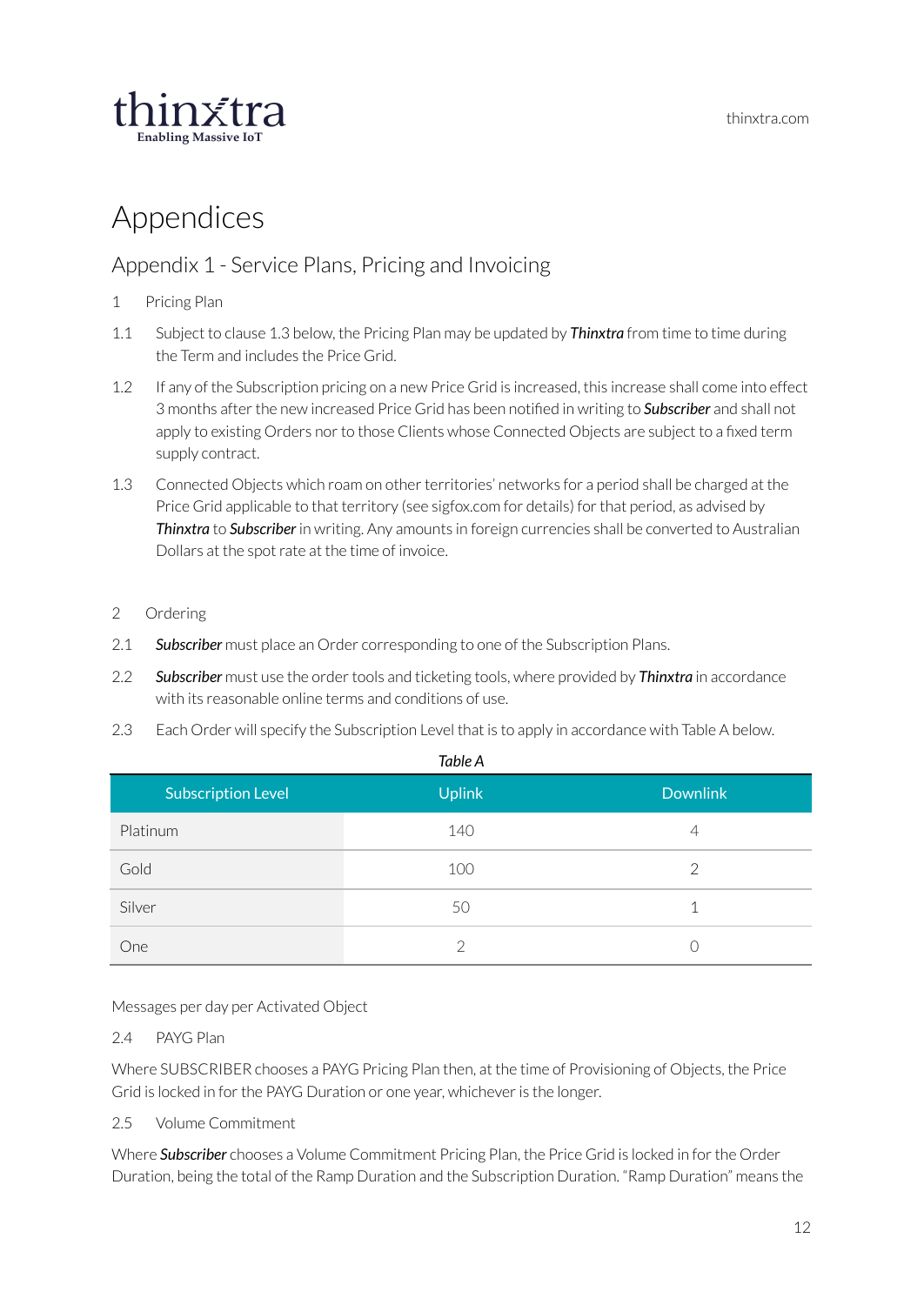# Appendices

## Appendix 1 - Service Plans, Pricing and Invoicing

1 Pricing Plan

1.1 Subject to clause 1.3 below, the Pricing Plan may be updated by ***Thinxtra*** from time to time during the Term and includes the Price Grid.

1.2 If any of the Subscription pricing on a new Price Grid is increased, this increase shall come into effect 3 months after the new increased Price Grid has been notified in writing to ***Subscriber*** and shall not apply to existing Orders nor to those Clients whose Connected Objects are subject to a fixed term supply contract.

1.3 Connected Objects which roam on other territories' networks for a period shall be charged at the Price Grid applicable to that territory (see sigfox.com for details) for that period, as advised by ***Thinxtra*** to ***Subscriber*** in writing. Any amounts in foreign currencies shall be converted to Australian Dollars at the spot rate at the time of invoice.

2 Ordering

2.1 ***Subscriber*** must place an Order corresponding to one of the Subscription Plans.

2.2 ***Subscriber*** must use the order tools and ticketing tools, where provided by ***Thinxtra*** in accordance with its reasonable online terms and conditions of use.

2.3 Each Order will specify the Subscription Level that is to apply in accordance with Table A below.

*Table A*

| Subscription Level | Uplink | Downlink |
| --- | --- | --- |
| Platinum | 140 | 4 |
| Gold | 100 | 2 |
| Silver | 50 | 1 |
| One | 2 | 0 |

Messages per day per Activated Object

2.4 PAYG Plan

Where SUBSCRIBER chooses a PAYG Pricing Plan then, at the time of Provisioning of Objects, the Price Grid is locked in for the PAYG Duration or one year, whichever is the longer.

2.5 Volume Commitment

Where ***Subscriber*** chooses a Volume Commitment Pricing Plan, the Price Grid is locked in for the Order Duration, being the total of the Ramp Duration and the Subscription Duration. "Ramp Duration" means the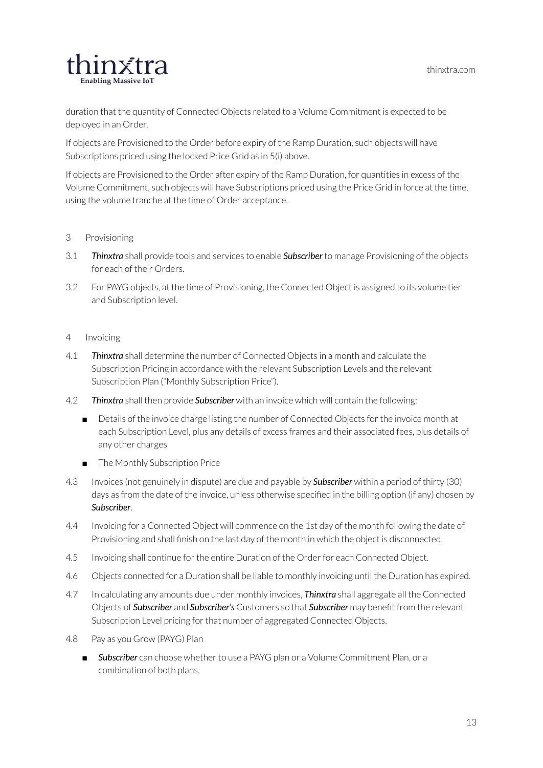duration that the quantity of Connected Objects related to a Volume Commitment is expected to be deployed in an Order.

If objects are Provisioned to the Order before expiry of the Ramp Duration, such objects will have Subscriptions priced using the locked Price Grid as in 5(i) above.

If objects are Provisioned to the Order after expiry of the Ramp Duration, for quantities in excess of the Volume Commitment, such objects will have Subscriptions priced using the Price Grid in force at the time, using the volume tranche at the time of Order acceptance.

## 3 Provisioning

3.1 ***Thinxtra*** shall provide tools and services to enable ***Subscriber*** to manage Provisioning of the objects for each of their Orders.

3.2 For PAYG objects, at the time of Provisioning, the Connected Object is assigned to its volume tier and Subscription level.

## 4 Invoicing

4.1 ***Thinxtra*** shall determine the number of Connected Objects in a month and calculate the Subscription Pricing in accordance with the relevant Subscription Levels and the relevant Subscription Plan ("Monthly Subscription Price").

4.2 ***Thinxtra*** shall then provide ***Subscriber*** with an invoice which will contain the following:

- Details of the invoice charge listing the number of Connected Objects for the invoice month at each Subscription Level, plus any details of excess frames and their associated fees, plus details of any other charges
- The Monthly Subscription Price

4.3 Invoices (not genuinely in dispute) are due and payable by ***Subscriber*** within a period of thirty (30) days as from the date of the invoice, unless otherwise specified in the billing option (if any) chosen by ***Subscriber***.

4.4 Invoicing for a Connected Object will commence on the 1st day of the month following the date of Provisioning and shall finish on the last day of the month in which the object is disconnected.

4.5 Invoicing shall continue for the entire Duration of the Order for each Connected Object.

4.6 Objects connected for a Duration shall be liable to monthly invoicing until the Duration has expired.

4.7 In calculating any amounts due under monthly invoices, ***Thinxtra*** shall aggregate all the Connected Objects of ***Subscriber*** and ***Subscriber's*** Customers so that ***Subscriber*** may benefit from the relevant Subscription Level pricing for that number of aggregated Connected Objects.

4.8 Pay as you Grow (PAYG) Plan

- ***Subscriber*** can choose whether to use a PAYG plan or a Volume Commitment Plan, or a combination of both plans.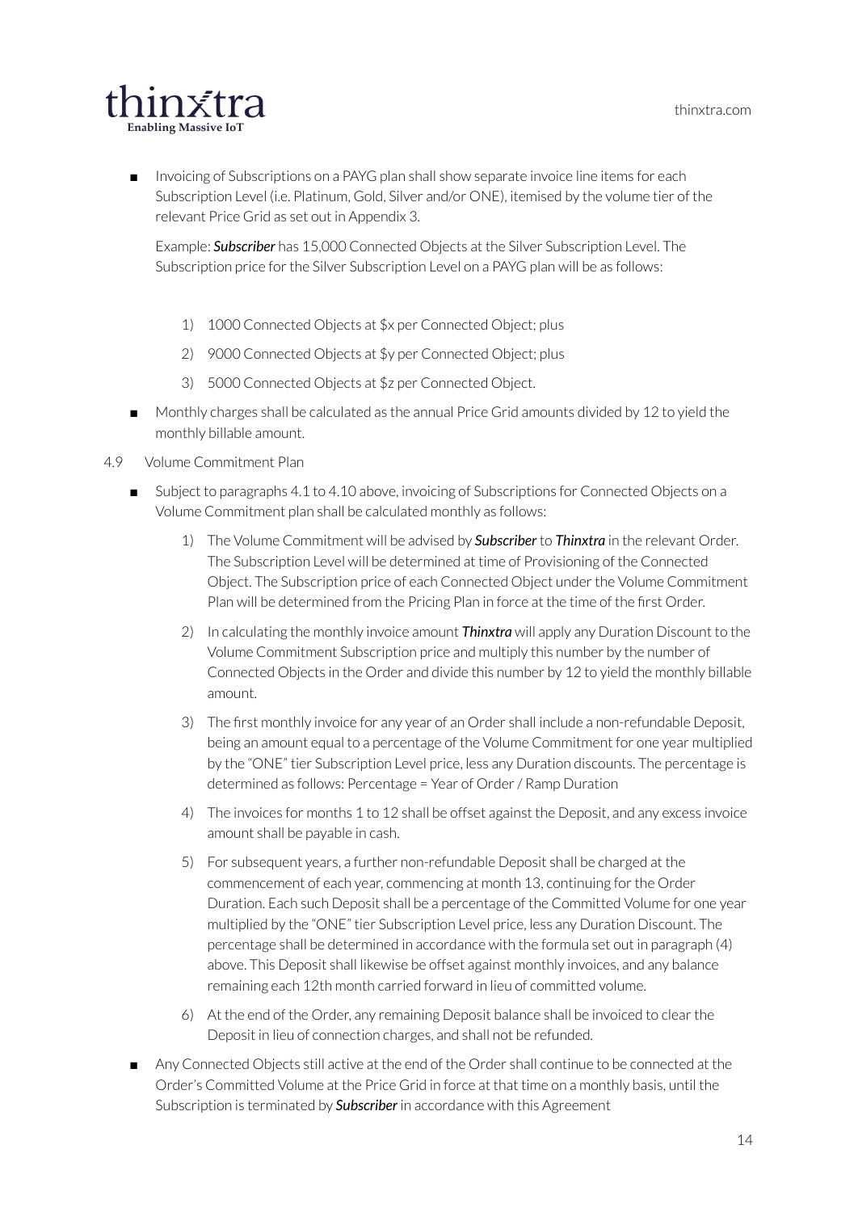- Invoicing of Subscriptions on a PAYG plan shall show separate invoice line items for each Subscription Level (i.e. Platinum, Gold, Silver and/or ONE), itemised by the volume tier of the relevant Price Grid as set out in Appendix 3.

  Example: ***Subscriber*** has 15,000 Connected Objects at the Silver Subscription Level. The Subscription price for the Silver Subscription Level on a PAYG plan will be as follows:

  1) 1000 Connected Objects at $x per Connected Object; plus
  2) 9000 Connected Objects at $y per Connected Object; plus
  3) 5000 Connected Objects at $z per Connected Object.

- Monthly charges shall be calculated as the annual Price Grid amounts divided by 12 to yield the monthly billable amount.

4.9 Volume Commitment Plan

- Subject to paragraphs 4.1 to 4.10 above, invoicing of Subscriptions for Connected Objects on a Volume Commitment plan shall be calculated monthly as follows:

  1) The Volume Commitment will be advised by ***Subscriber*** to ***Thinxtra*** in the relevant Order. The Subscription Level will be determined at time of Provisioning of the Connected Object. The Subscription price of each Connected Object under the Volume Commitment Plan will be determined from the Pricing Plan in force at the time of the first Order.
  2) In calculating the monthly invoice amount ***Thinxtra*** will apply any Duration Discount to the Volume Commitment Subscription price and multiply this number by the number of Connected Objects in the Order and divide this number by 12 to yield the monthly billable amount.
  3) The first monthly invoice for any year of an Order shall include a non-refundable Deposit, being an amount equal to a percentage of the Volume Commitment for one year multiplied by the "ONE" tier Subscription Level price, less any Duration discounts. The percentage is determined as follows: Percentage = Year of Order / Ramp Duration
  4) The invoices for months 1 to 12 shall be offset against the Deposit, and any excess invoice amount shall be payable in cash.
  5) For subsequent years, a further non-refundable Deposit shall be charged at the commencement of each year, commencing at month 13, continuing for the Order Duration. Each such Deposit shall be a percentage of the Committed Volume for one year multiplied by the "ONE" tier Subscription Level price, less any Duration Discount. The percentage shall be determined in accordance with the formula set out in paragraph (4) above. This Deposit shall likewise be offset against monthly invoices, and any balance remaining each 12th month carried forward in lieu of committed volume.
  6) At the end of the Order, any remaining Deposit balance shall be invoiced to clear the Deposit in lieu of connection charges, and shall not be refunded.

- Any Connected Objects still active at the end of the Order shall continue to be connected at the Order's Committed Volume at the Price Grid in force at that time on a monthly basis, until the Subscription is terminated by ***Subscriber*** in accordance with this Agreement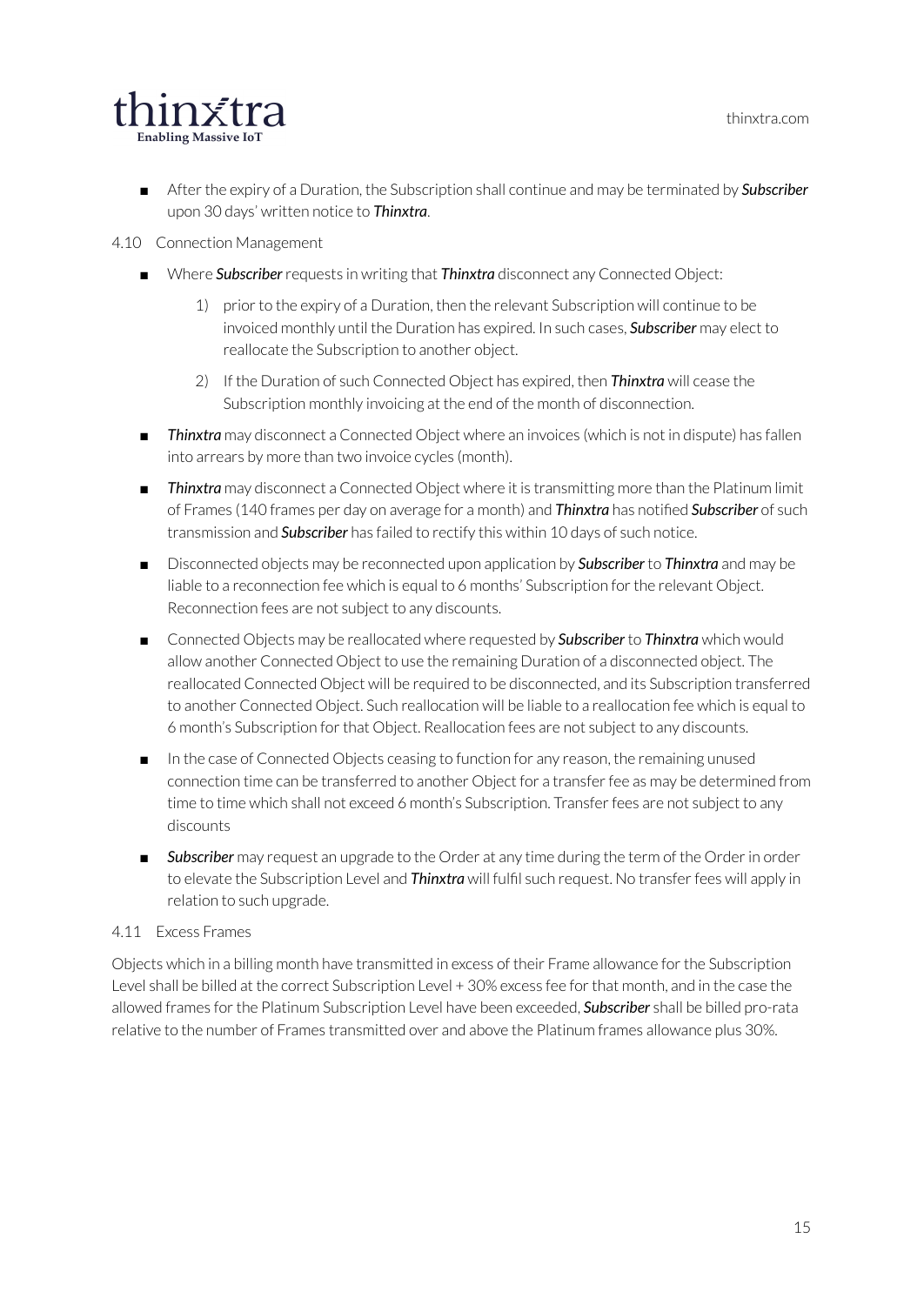- After the expiry of a Duration, the Subscription shall continue and may be terminated by ***Subscriber*** upon 30 days' written notice to ***Thinxtra***.

4.10 Connection Management

- Where ***Subscriber*** requests in writing that ***Thinxtra*** disconnect any Connected Object:

  1) prior to the expiry of a Duration, then the relevant Subscription will continue to be invoiced monthly until the Duration has expired. In such cases, ***Subscriber*** may elect to reallocate the Subscription to another object.

  2) If the Duration of such Connected Object has expired, then ***Thinxtra*** will cease the Subscription monthly invoicing at the end of the month of disconnection.

- ***Thinxtra*** may disconnect a Connected Object where an invoices (which is not in dispute) has fallen into arrears by more than two invoice cycles (month).

- ***Thinxtra*** may disconnect a Connected Object where it is transmitting more than the Platinum limit of Frames (140 frames per day on average for a month) and ***Thinxtra*** has notified ***Subscriber*** of such transmission and ***Subscriber*** has failed to rectify this within 10 days of such notice.

- Disconnected objects may be reconnected upon application by ***Subscriber*** to ***Thinxtra*** and may be liable to a reconnection fee which is equal to 6 months' Subscription for the relevant Object. Reconnection fees are not subject to any discounts.

- Connected Objects may be reallocated where requested by ***Subscriber*** to ***Thinxtra*** which would allow another Connected Object to use the remaining Duration of a disconnected object. The reallocated Connected Object will be required to be disconnected, and its Subscription transferred to another Connected Object. Such reallocation will be liable to a reallocation fee which is equal to 6 month's Subscription for that Object. Reallocation fees are not subject to any discounts.

- In the case of Connected Objects ceasing to function for any reason, the remaining unused connection time can be transferred to another Object for a transfer fee as may be determined from time to time which shall not exceed 6 month's Subscription. Transfer fees are not subject to any discounts

- ***Subscriber*** may request an upgrade to the Order at any time during the term of the Order in order to elevate the Subscription Level and ***Thinxtra*** will fulfil such request. No transfer fees will apply in relation to such upgrade.

4.11 Excess Frames

Objects which in a billing month have transmitted in excess of their Frame allowance for the Subscription Level shall be billed at the correct Subscription Level + 30% excess fee for that month, and in the case the allowed frames for the Platinum Subscription Level have been exceeded, ***Subscriber*** shall be billed pro-rata relative to the number of Frames transmitted over and above the Platinum frames allowance plus 30%.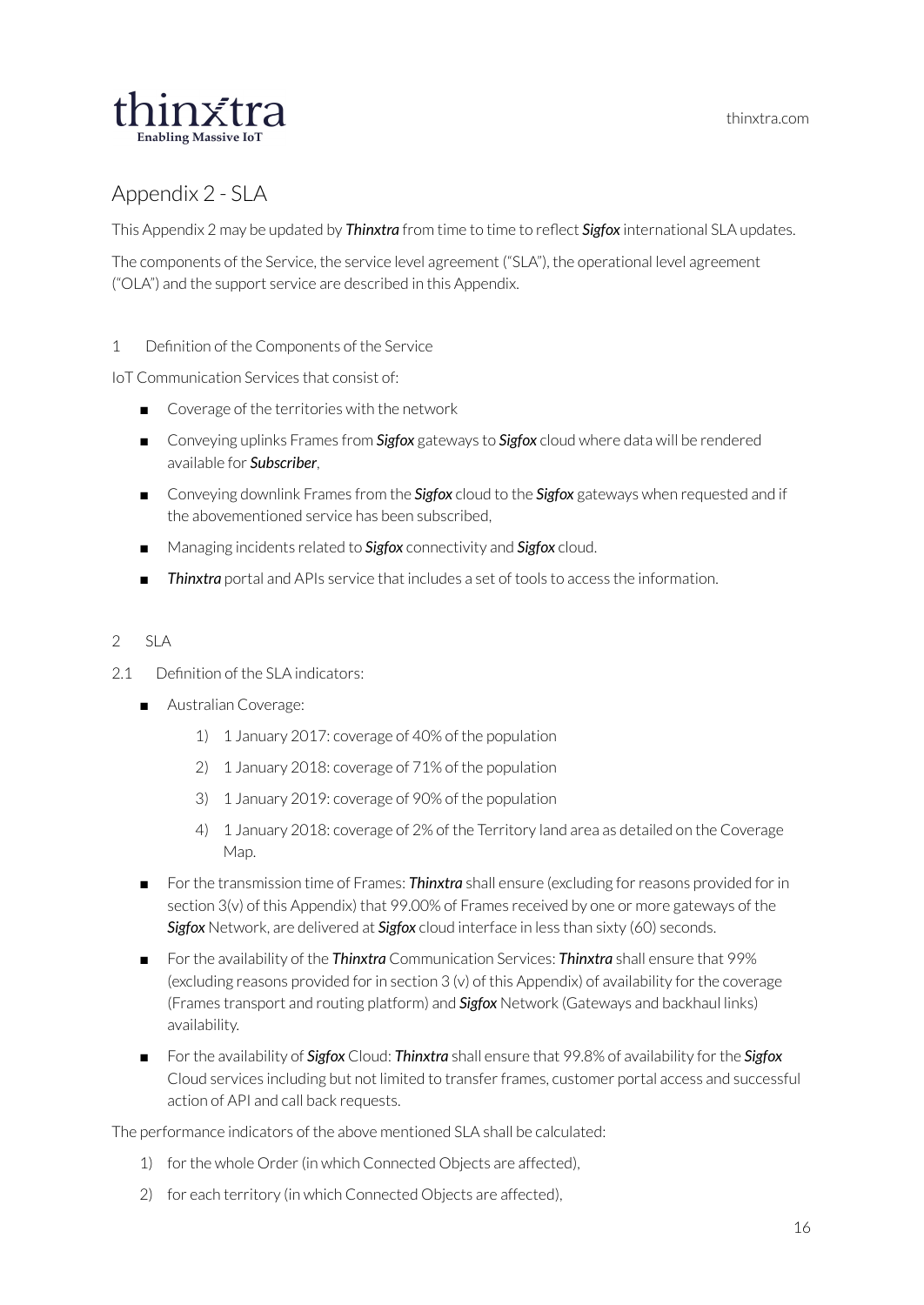# Appendix 2 - SLA

This Appendix 2 may be updated by ***Thinxtra*** from time to time to reflect ***Sigfox*** international SLA updates.

The components of the Service, the service level agreement ("SLA"), the operational level agreement ("OLA") and the support service are described in this Appendix.

## 1 Definition of the Components of the Service

IoT Communication Services that consist of:

- Coverage of the territories with the network
- Conveying uplinks Frames from ***Sigfox*** gateways to ***Sigfox*** cloud where data will be rendered available for ***Subscriber***,
- Conveying downlink Frames from the ***Sigfox*** cloud to the ***Sigfox*** gateways when requested and if the abovementioned service has been subscribed,
- Managing incidents related to ***Sigfox*** connectivity and ***Sigfox*** cloud.
- ***Thinxtra*** portal and APIs service that includes a set of tools to access the information.

## 2 SLA

### 2.1 Definition of the SLA indicators:

- Australian Coverage:
  1) 1 January 2017: coverage of 40% of the population
  2) 1 January 2018: coverage of 71% of the population
  3) 1 January 2019: coverage of 90% of the population
  4) 1 January 2018: coverage of 2% of the Territory land area as detailed on the Coverage Map.
- For the transmission time of Frames: ***Thinxtra*** shall ensure (excluding for reasons provided for in section 3(v) of this Appendix) that 99.00% of Frames received by one or more gateways of the ***Sigfox*** Network, are delivered at ***Sigfox*** cloud interface in less than sixty (60) seconds.
- For the availability of the ***Thinxtra*** Communication Services: ***Thinxtra*** shall ensure that 99% (excluding reasons provided for in section 3 (v) of this Appendix) of availability for the coverage (Frames transport and routing platform) and ***Sigfox*** Network (Gateways and backhaul links) availability.
- For the availability of ***Sigfox*** Cloud: ***Thinxtra*** shall ensure that 99.8% of availability for the ***Sigfox*** Cloud services including but not limited to transfer frames, customer portal access and successful action of API and call back requests.

The performance indicators of the above mentioned SLA shall be calculated:

1) for the whole Order (in which Connected Objects are affected),
2) for each territory (in which Connected Objects are affected),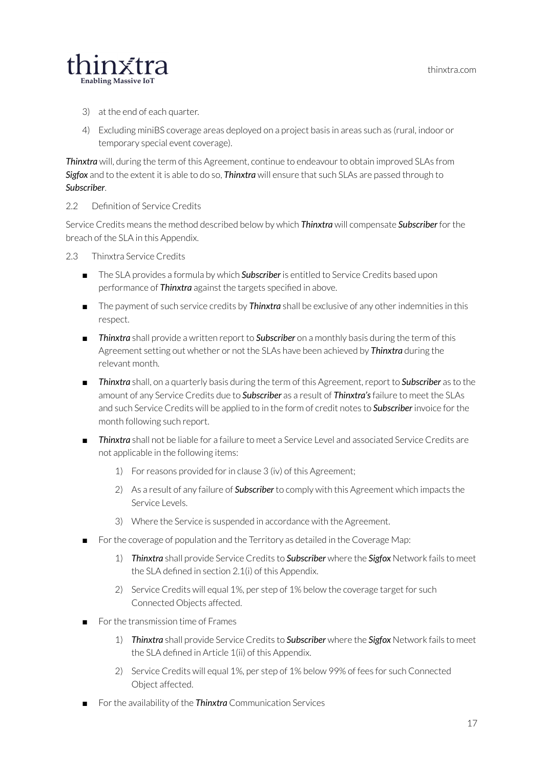3) at the end of each quarter.

4) Excluding miniBS coverage areas deployed on a project basis in areas such as (rural, indoor or temporary special event coverage).

***Thinxtra*** will, during the term of this Agreement, continue to endeavour to obtain improved SLAs from ***Sigfox*** and to the extent it is able to do so, ***Thinxtra*** will ensure that such SLAs are passed through to ***Subscriber***.

2.2 Definition of Service Credits

Service Credits means the method described below by which ***Thinxtra*** will compensate ***Subscriber*** for the breach of the SLA in this Appendix.

2.3 Thinxtra Service Credits

- The SLA provides a formula by which ***Subscriber*** is entitled to Service Credits based upon performance of ***Thinxtra*** against the targets specified in above.
- The payment of such service credits by ***Thinxtra*** shall be exclusive of any other indemnities in this respect.
- ***Thinxtra*** shall provide a written report to ***Subscriber*** on a monthly basis during the term of this Agreement setting out whether or not the SLAs have been achieved by ***Thinxtra*** during the relevant month.
- ***Thinxtra*** shall, on a quarterly basis during the term of this Agreement, report to ***Subscriber*** as to the amount of any Service Credits due to ***Subscriber*** as a result of ***Thinxtra's*** failure to meet the SLAs and such Service Credits will be applied to in the form of credit notes to ***Subscriber*** invoice for the month following such report.
- ***Thinxtra*** shall not be liable for a failure to meet a Service Level and associated Service Credits are not applicable in the following items:
    1) For reasons provided for in clause 3 (iv) of this Agreement;
    2) As a result of any failure of ***Subscriber*** to comply with this Agreement which impacts the Service Levels.
    3) Where the Service is suspended in accordance with the Agreement.
- For the coverage of population and the Territory as detailed in the Coverage Map:
    1) ***Thinxtra*** shall provide Service Credits to ***Subscriber*** where the ***Sigfox*** Network fails to meet the SLA defined in section 2.1(i) of this Appendix.
    2) Service Credits will equal 1%, per step of 1% below the coverage target for such Connected Objects affected.
- For the transmission time of Frames
    1) ***Thinxtra*** shall provide Service Credits to ***Subscriber*** where the ***Sigfox*** Network fails to meet the SLA defined in Article 1(ii) of this Appendix.
    2) Service Credits will equal 1%, per step of 1% below 99% of fees for such Connected Object affected.
- For the availability of the ***Thinxtra*** Communication Services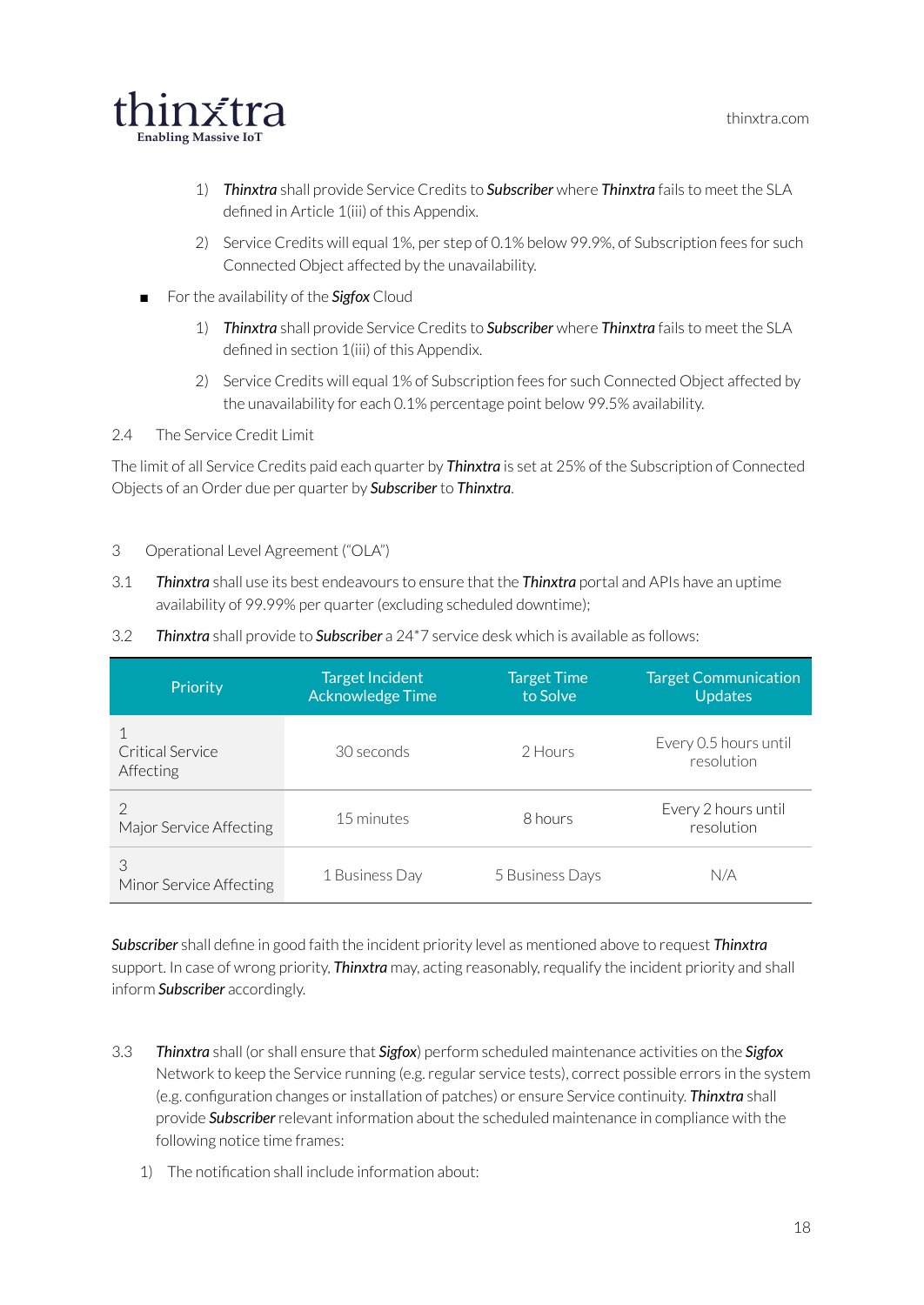1) ***Thinxtra*** shall provide Service Credits to ***Subscriber*** where ***Thinxtra*** fails to meet the SLA defined in Article 1(iii) of this Appendix.

2) Service Credits will equal 1%, per step of 0.1% below 99.9%, of Subscription fees for such Connected Object affected by the unavailability.

- For the availability of the ***Sigfox*** Cloud

  1) ***Thinxtra*** shall provide Service Credits to ***Subscriber*** where ***Thinxtra*** fails to meet the SLA defined in section 1(iii) of this Appendix.

  2) Service Credits will equal 1% of Subscription fees for such Connected Object affected by the unavailability for each 0.1% percentage point below 99.5% availability.

2.4 The Service Credit Limit

The limit of all Service Credits paid each quarter by ***Thinxtra*** is set at 25% of the Subscription of Connected Objects of an Order due per quarter by ***Subscriber*** to ***Thinxtra***.

3 Operational Level Agreement ("OLA")

3.1 ***Thinxtra*** shall use its best endeavours to ensure that the ***Thinxtra*** portal and APIs have an uptime availability of 99.99% per quarter (excluding scheduled downtime);

3.2 ***Thinxtra*** shall provide to ***Subscriber*** a 24*7 service desk which is available as follows:

| Priority | Target Incident Acknowledge Time | Target Time to Solve | Target Communication Updates |
|---|---|---|---|
| 1 Critical Service Affecting | 30 seconds | 2 Hours | Every 0.5 hours until resolution |
| 2 Major Service Affecting | 15 minutes | 8 hours | Every 2 hours until resolution |
| 3 Minor Service Affecting | 1 Business Day | 5 Business Days | N/A |

***Subscriber*** shall define in good faith the incident priority level as mentioned above to request ***Thinxtra*** support. In case of wrong priority, ***Thinxtra*** may, acting reasonably, requalify the incident priority and shall inform ***Subscriber*** accordingly.

3.3 ***Thinxtra*** shall (or shall ensure that ***Sigfox***) perform scheduled maintenance activities on the ***Sigfox*** Network to keep the Service running (e.g. regular service tests), correct possible errors in the system (e.g. configuration changes or installation of patches) or ensure Service continuity. ***Thinxtra*** shall provide ***Subscriber*** relevant information about the scheduled maintenance in compliance with the following notice time frames:

1) The notification shall include information about: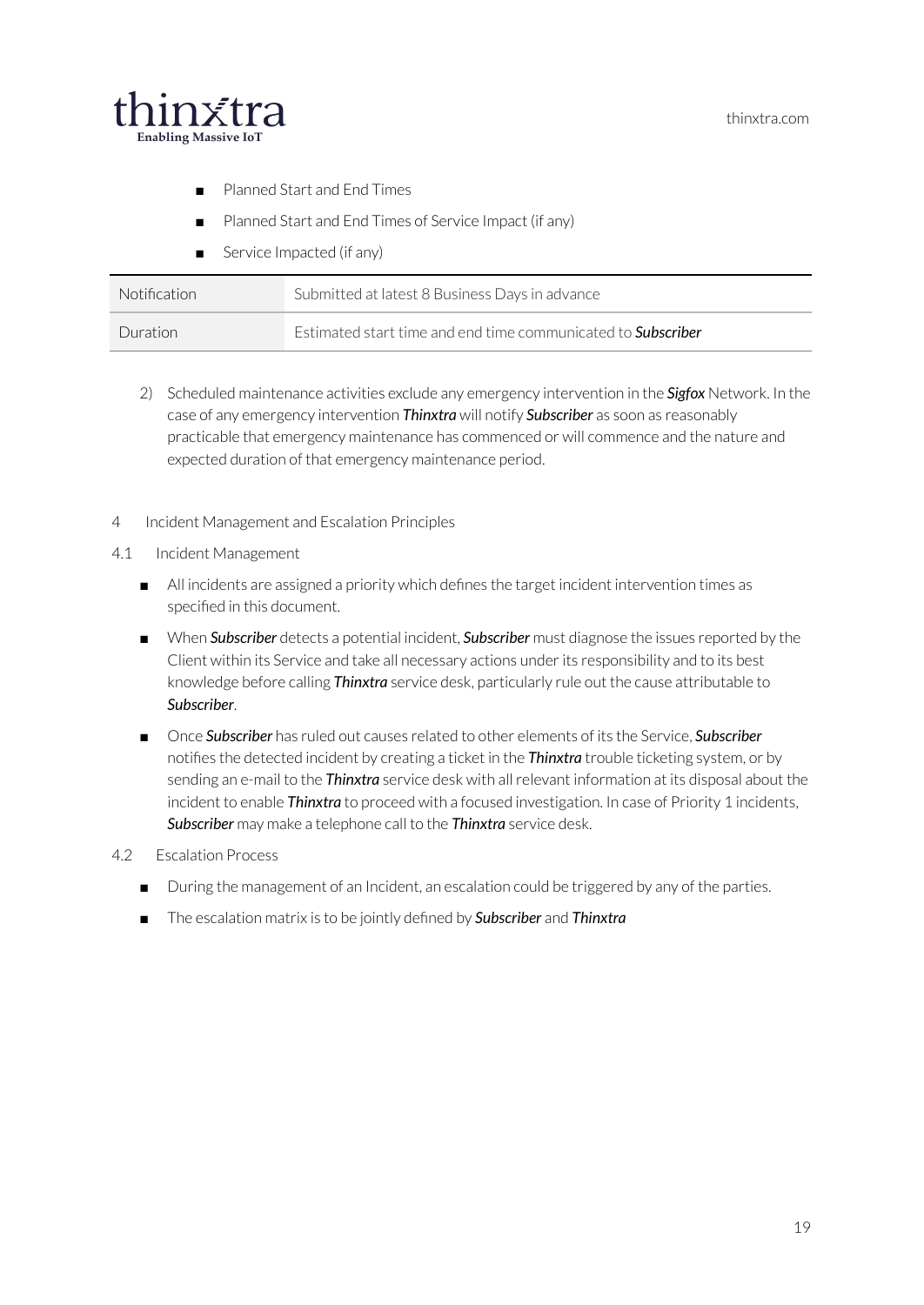- Planned Start and End Times
- Planned Start and End Times of Service Impact (if any)
- Service Impacted (if any)

| | |
|---|---|
| Notification | Submitted at latest 8 Business Days in advance |
| Duration | Estimated start time and end time communicated to ***Subscriber*** |

2) Scheduled maintenance activities exclude any emergency intervention in the ***Sigfox*** Network. In the case of any emergency intervention ***Thinxtra*** will notify ***Subscriber*** as soon as reasonably practicable that emergency maintenance has commenced or will commence and the nature and expected duration of that emergency maintenance period.

## 4 Incident Management and Escalation Principles

### 4.1 Incident Management

- All incidents are assigned a priority which defines the target incident intervention times as specified in this document.
- When ***Subscriber*** detects a potential incident, ***Subscriber*** must diagnose the issues reported by the Client within its Service and take all necessary actions under its responsibility and to its best knowledge before calling ***Thinxtra*** service desk, particularly rule out the cause attributable to ***Subscriber***.
- Once ***Subscriber*** has ruled out causes related to other elements of its the Service, ***Subscriber*** notifies the detected incident by creating a ticket in the ***Thinxtra*** trouble ticketing system, or by sending an e-mail to the ***Thinxtra*** service desk with all relevant information at its disposal about the incident to enable ***Thinxtra*** to proceed with a focused investigation. In case of Priority 1 incidents, ***Subscriber*** may make a telephone call to the ***Thinxtra*** service desk.

### 4.2 Escalation Process

- During the management of an Incident, an escalation could be triggered by any of the parties.
- The escalation matrix is to be jointly defined by ***Subscriber*** and ***Thinxtra***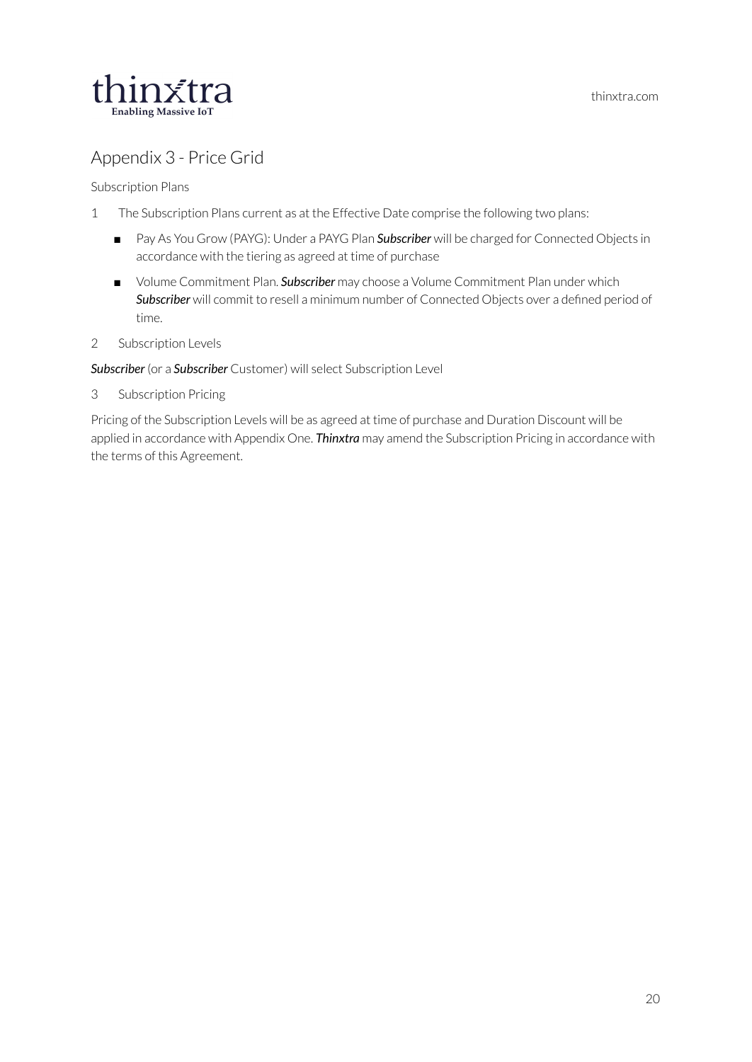# Appendix 3 - Price Grid

Subscription Plans

1 The Subscription Plans current as at the Effective Date comprise the following two plans:

- Pay As You Grow (PAYG): Under a PAYG Plan ***Subscriber*** will be charged for Connected Objects in accordance with the tiering as agreed at time of purchase
- Volume Commitment Plan. ***Subscriber*** may choose a Volume Commitment Plan under which ***Subscriber*** will commit to resell a minimum number of Connected Objects over a defined period of time.

2 Subscription Levels

***Subscriber*** (or a ***Subscriber*** Customer) will select Subscription Level

3 Subscription Pricing

Pricing of the Subscription Levels will be as agreed at time of purchase and Duration Discount will be applied in accordance with Appendix One. ***Thinxtra*** may amend the Subscription Pricing in accordance with the terms of this Agreement.